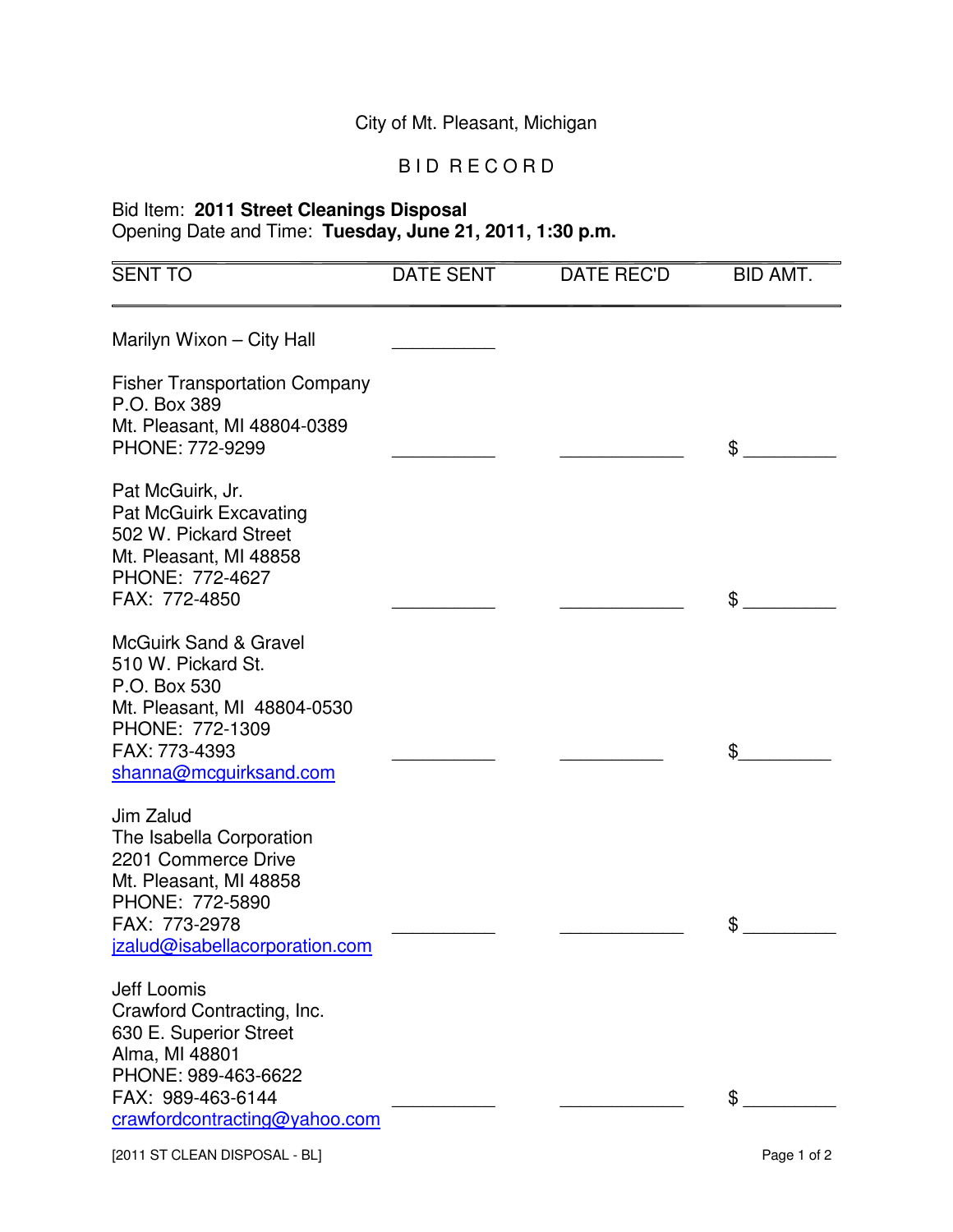City of Mt. Pleasant, Michigan

# BID RECORD

Bid Item: **2011 Street Cleanings Disposal**
Opening Date and Time: **Tuesday, June 21, 2011, 1:30 p.m.**

| SENT TO | DATE SENT | DATE REC'D | BID AMT. |
|---|---|---|---|
| Marilyn Wixon – City Hall | __________ | | |
| Fisher Transportation Company<br>P.O. Box 389<br>Mt. Pleasant, MI 48804-0389<br>PHONE: 772-9299 | __________ | ____________ | $ _________ |
| Pat McGuirk, Jr.<br>Pat McGuirk Excavating<br>502 W. Pickard Street<br>Mt. Pleasant, MI 48858<br>PHONE: 772-4627<br>FAX: 772-4850 | __________ | ____________ | $ _________ |
| McGuirk Sand & Gravel<br>510 W. Pickard St.<br>P.O. Box 530<br>Mt. Pleasant, MI 48804-0530<br>PHONE: 772-1309<br>FAX: 773-4393<br>shanna@mcguirksand.com | __________ | __________ | $_________ |
| Jim Zalud<br>The Isabella Corporation<br>2201 Commerce Drive<br>Mt. Pleasant, MI 48858<br>PHONE: 772-5890<br>FAX: 773-2978<br>jzalud@isabellacorporation.com | __________ | ____________ | $ _________ |
| Jeff Loomis<br>Crawford Contracting, Inc.<br>630 E. Superior Street<br>Alma, MI 48801<br>PHONE: 989-463-6622<br>FAX: 989-463-6144<br>crawfordcontracting@yahoo.com | __________ | ____________ | $ _________ |

[2011 ST CLEAN DISPOSAL - BL]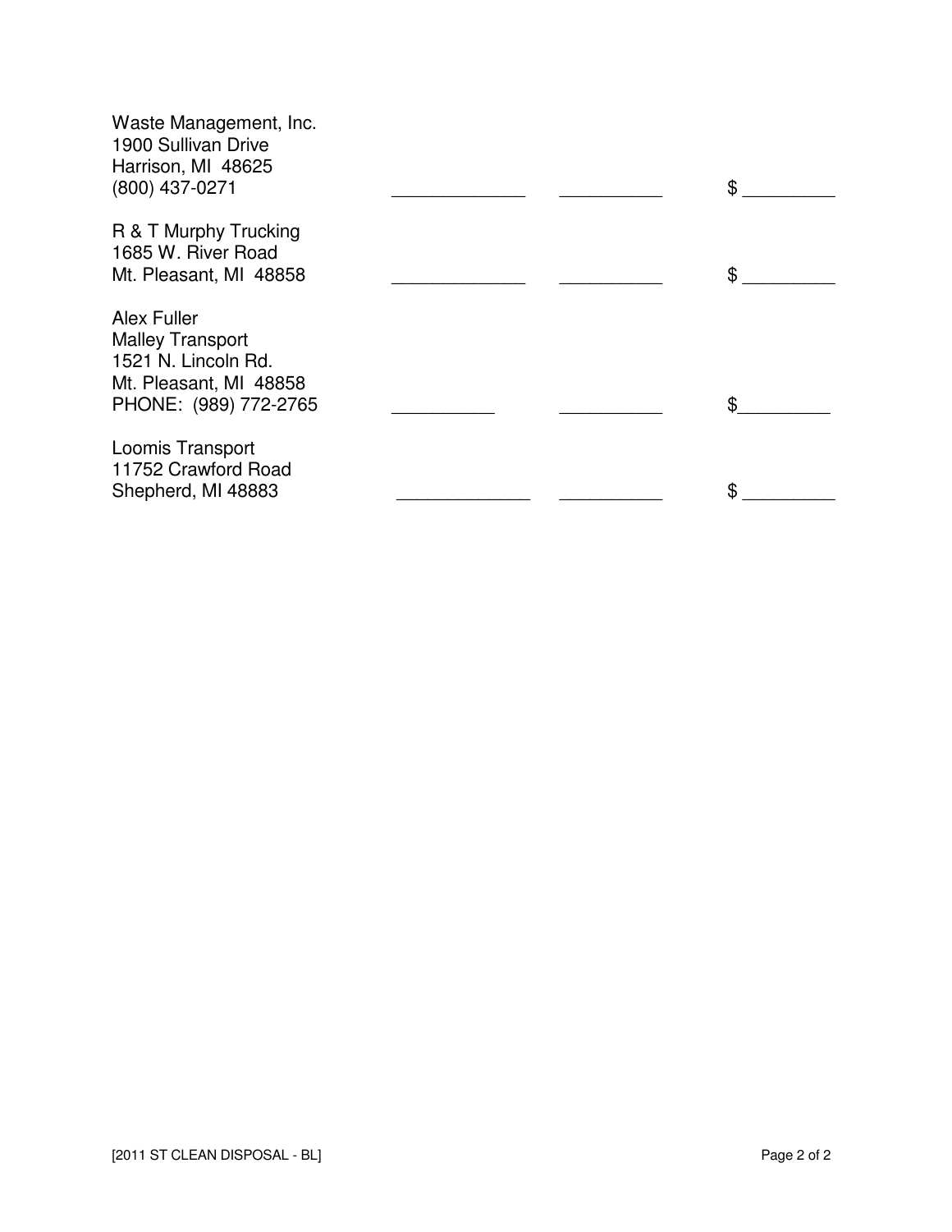| | | | |
|---|---|---|---|
| Waste Management, Inc.<br>1900 Sullivan Drive<br>Harrison, MI 48625<br>(800) 437-0271 | _____________ | __________ | $ _________ |
| R & T Murphy Trucking<br>1685 W. River Road<br>Mt. Pleasant, MI 48858 | _____________ | __________ | $ _________ |
| Alex Fuller<br>Malley Transport<br>1521 N. Lincoln Rd.<br>Mt. Pleasant, MI 48858<br>PHONE: (989) 772-2765 | __________ | __________ | $_________ |
| Loomis Transport<br>11752 Crawford Road<br>Shepherd, MI 48883 | _____________ | __________ | $ _________ |

[2011 ST CLEAN DISPOSAL - BL]